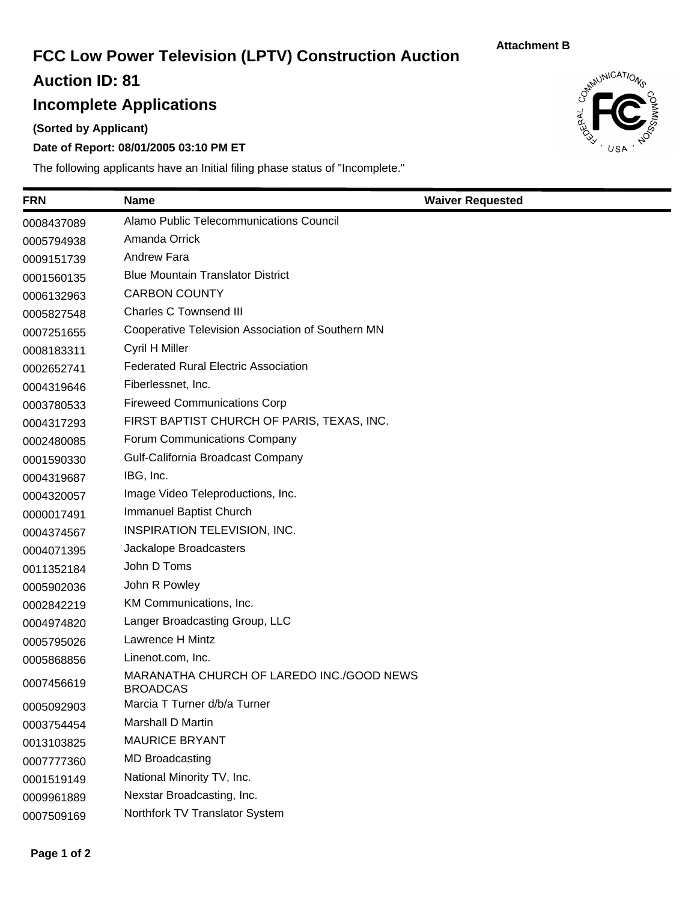Attachment B

# FCC Low Power Television (LPTV) Construction Auction

## Auction ID: 81

## Incomplete Applications

**(Sorted by Applicant)**

**Date of Report: 08/01/2005 03:10 PM ET**

The following applicants have an Initial filing phase status of "Incomplete."

| FRN | Name | Waiver Requested |
|---|---|---|
| 0008437089 | Alamo Public Telecommunications Council | |
| 0005794938 | Amanda Orrick | |
| 0009151739 | Andrew Fara | |
| 0001560135 | Blue Mountain Translator District | |
| 0006132963 | CARBON COUNTY | |
| 0005827548 | Charles C Townsend III | |
| 0007251655 | Cooperative Television Association of Southern MN | |
| 0008183311 | Cyril H Miller | |
| 0002652741 | Federated Rural Electric Association | |
| 0004319646 | Fiberlessnet, Inc. | |
| 0003780533 | Fireweed Communications Corp | |
| 0004317293 | FIRST BAPTIST CHURCH OF PARIS, TEXAS, INC. | |
| 0002480085 | Forum Communications Company | |
| 0001590330 | Gulf-California Broadcast Company | |
| 0004319687 | IBG, Inc. | |
| 0004320057 | Image Video Teleproductions, Inc. | |
| 0000017491 | Immanuel Baptist Church | |
| 0004374567 | INSPIRATION TELEVISION, INC. | |
| 0004071395 | Jackalope Broadcasters | |
| 0011352184 | John D Toms | |
| 0005902036 | John R Powley | |
| 0002842219 | KM Communications, Inc. | |
| 0004974820 | Langer Broadcasting Group, LLC | |
| 0005795026 | Lawrence H Mintz | |
| 0005868856 | Linenot.com, Inc. | |
| 0007456619 | MARANATHA CHURCH OF LAREDO INC./GOOD NEWS BROADCAS | |
| 0005092903 | Marcia T Turner d/b/a Turner | |
| 0003754454 | Marshall D Martin | |
| 0013103825 | MAURICE BRYANT | |
| 0007777360 | MD Broadcasting | |
| 0001519149 | National Minority TV, Inc. | |
| 0009961889 | Nexstar Broadcasting, Inc. | |
| 0007509169 | Northfork TV Translator System | |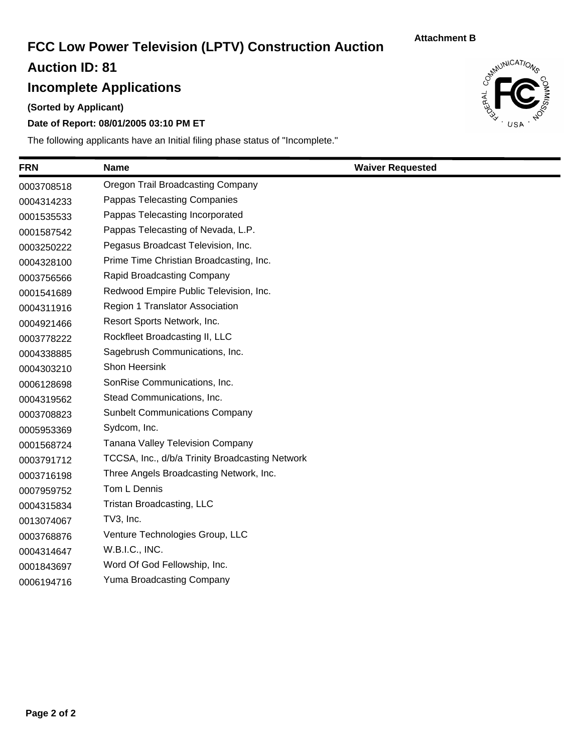Attachment B

# FCC Low Power Television (LPTV) Construction Auction

## Auction ID: 81

## Incomplete Applications

**(Sorted by Applicant)**

**Date of Report: 08/01/2005 03:10 PM ET**

The following applicants have an Initial filing phase status of "Incomplete."

| FRN | Name | Waiver Requested |
|---|---|---|
| 0003708518 | Oregon Trail Broadcasting Company | |
| 0004314233 | Pappas Telecasting Companies | |
| 0001535533 | Pappas Telecasting Incorporated | |
| 0001587542 | Pappas Telecasting of Nevada, L.P. | |
| 0003250222 | Pegasus Broadcast Television, Inc. | |
| 0004328100 | Prime Time Christian Broadcasting, Inc. | |
| 0003756566 | Rapid Broadcasting Company | |
| 0001541689 | Redwood Empire Public Television, Inc. | |
| 0004311916 | Region 1 Translator Association | |
| 0004921466 | Resort Sports Network, Inc. | |
| 0003778222 | Rockfleet Broadcasting II, LLC | |
| 0004338885 | Sagebrush Communications, Inc. | |
| 0004303210 | Shon Heersink | |
| 0006128698 | SonRise Communications, Inc. | |
| 0004319562 | Stead Communications, Inc. | |
| 0003708823 | Sunbelt Communications Company | |
| 0005953369 | Sydcom, Inc. | |
| 0001568724 | Tanana Valley Television Company | |
| 0003791712 | TCCSA, Inc., d/b/a Trinity Broadcasting Network | |
| 0003716198 | Three Angels Broadcasting Network, Inc. | |
| 0007959752 | Tom L Dennis | |
| 0004315834 | Tristan Broadcasting, LLC | |
| 0013074067 | TV3, Inc. | |
| 0003768876 | Venture Technologies Group, LLC | |
| 0004314647 | W.B.I.C., INC. | |
| 0001843697 | Word Of God Fellowship, Inc. | |
| 0006194716 | Yuma Broadcasting Company | |